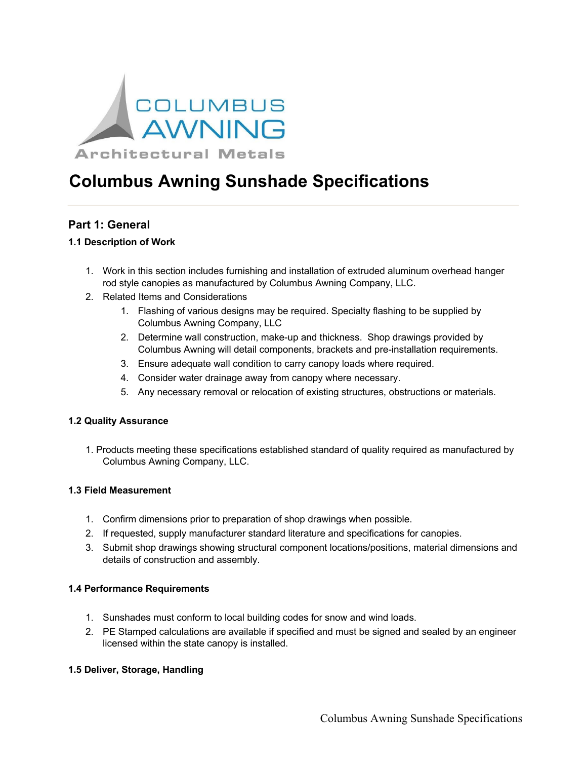COLUMBUS AWNING

Architectural Metals

# Columbus Awning Sunshade Specifications

## Part 1: General

### 1.1 Description of Work

1. Work in this section includes furnishing and installation of extruded aluminum overhead hanger rod style canopies as manufactured by Columbus Awning Company, LLC.
2. Related Items and Considerations
    1. Flashing of various designs may be required. Specialty flashing to be supplied by Columbus Awning Company, LLC
    2. Determine wall construction, make-up and thickness. Shop drawings provided by Columbus Awning will detail components, brackets and pre-installation requirements.
    3. Ensure adequate wall condition to carry canopy loads where required.
    4. Consider water drainage away from canopy where necessary.
    5. Any necessary removal or relocation of existing structures, obstructions or materials.

### 1.2 Quality Assurance

1. Products meeting these specifications established standard of quality required as manufactured by Columbus Awning Company, LLC.

### 1.3 Field Measurement

1. Confirm dimensions prior to preparation of shop drawings when possible.
2. If requested, supply manufacturer standard literature and specifications for canopies.
3. Submit shop drawings showing structural component locations/positions, material dimensions and details of construction and assembly.

### 1.4 Performance Requirements

1. Sunshades must conform to local building codes for snow and wind loads.
2. PE Stamped calculations are available if specified and must be signed and sealed by an engineer licensed within the state canopy is installed.

### 1.5 Deliver, Storage, Handling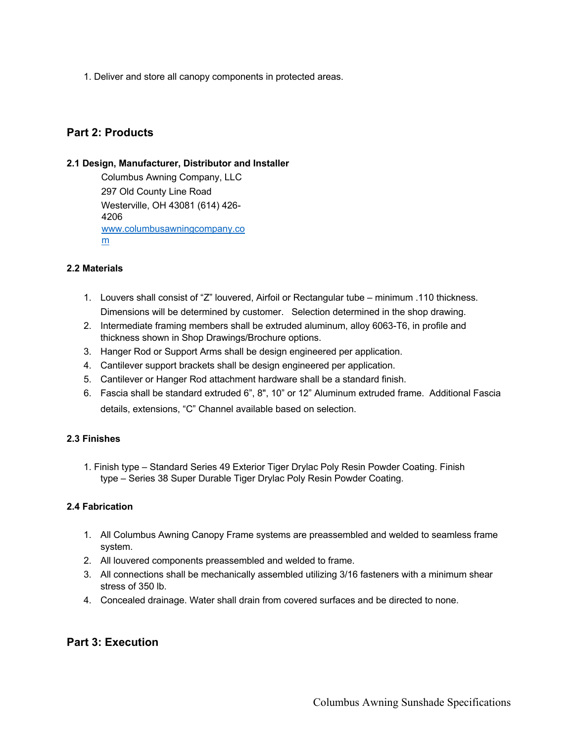1. Deliver and store all canopy components in protected areas.

## Part 2: Products

### 2.1 Design, Manufacturer, Distributor and Installer

Columbus Awning Company, LLC
297 Old County Line Road
Westerville, OH 43081 (614) 426-4206
www.columbusawningcompany.com

### 2.2 Materials

1. Louvers shall consist of "Z" louvered, Airfoil or Rectangular tube – minimum .110 thickness. Dimensions will be determined by customer. Selection determined in the shop drawing.
2. Intermediate framing members shall be extruded aluminum, alloy 6063-T6, in profile and thickness shown in Shop Drawings/Brochure options.
3. Hanger Rod or Support Arms shall be design engineered per application.
4. Cantilever support brackets shall be design engineered per application.
5. Cantilever or Hanger Rod attachment hardware shall be a standard finish.
6. Fascia shall be standard extruded 6", 8", 10" or 12" Aluminum extruded frame. Additional Fascia details, extensions, "C" Channel available based on selection.

### 2.3 Finishes

1. Finish type – Standard Series 49 Exterior Tiger Drylac Poly Resin Powder Coating. Finish type – Series 38 Super Durable Tiger Drylac Poly Resin Powder Coating.

### 2.4 Fabrication

1. All Columbus Awning Canopy Frame systems are preassembled and welded to seamless frame system.
2. All louvered components preassembled and welded to frame.
3. All connections shall be mechanically assembled utilizing 3/16 fasteners with a minimum shear stress of 350 lb.
4. Concealed drainage. Water shall drain from covered surfaces and be directed to none.

## Part 3: Execution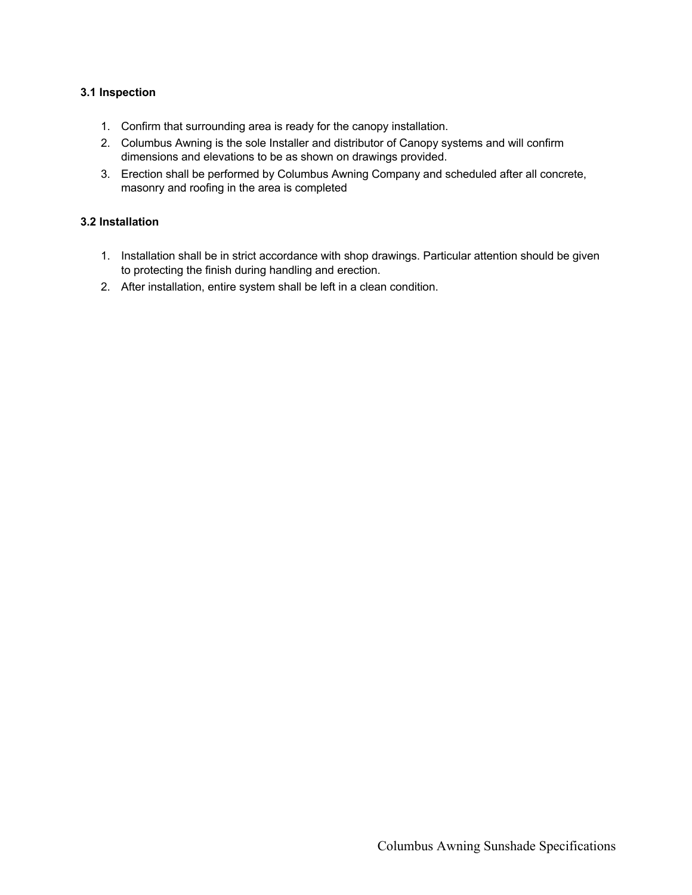### 3.1 Inspection

1. Confirm that surrounding area is ready for the canopy installation.
2. Columbus Awning is the sole Installer and distributor of Canopy systems and will confirm dimensions and elevations to be as shown on drawings provided.
3. Erection shall be performed by Columbus Awning Company and scheduled after all concrete, masonry and roofing in the area is completed

### 3.2 Installation

1. Installation shall be in strict accordance with shop drawings. Particular attention should be given to protecting the finish during handling and erection.
2. After installation, entire system shall be left in a clean condition.